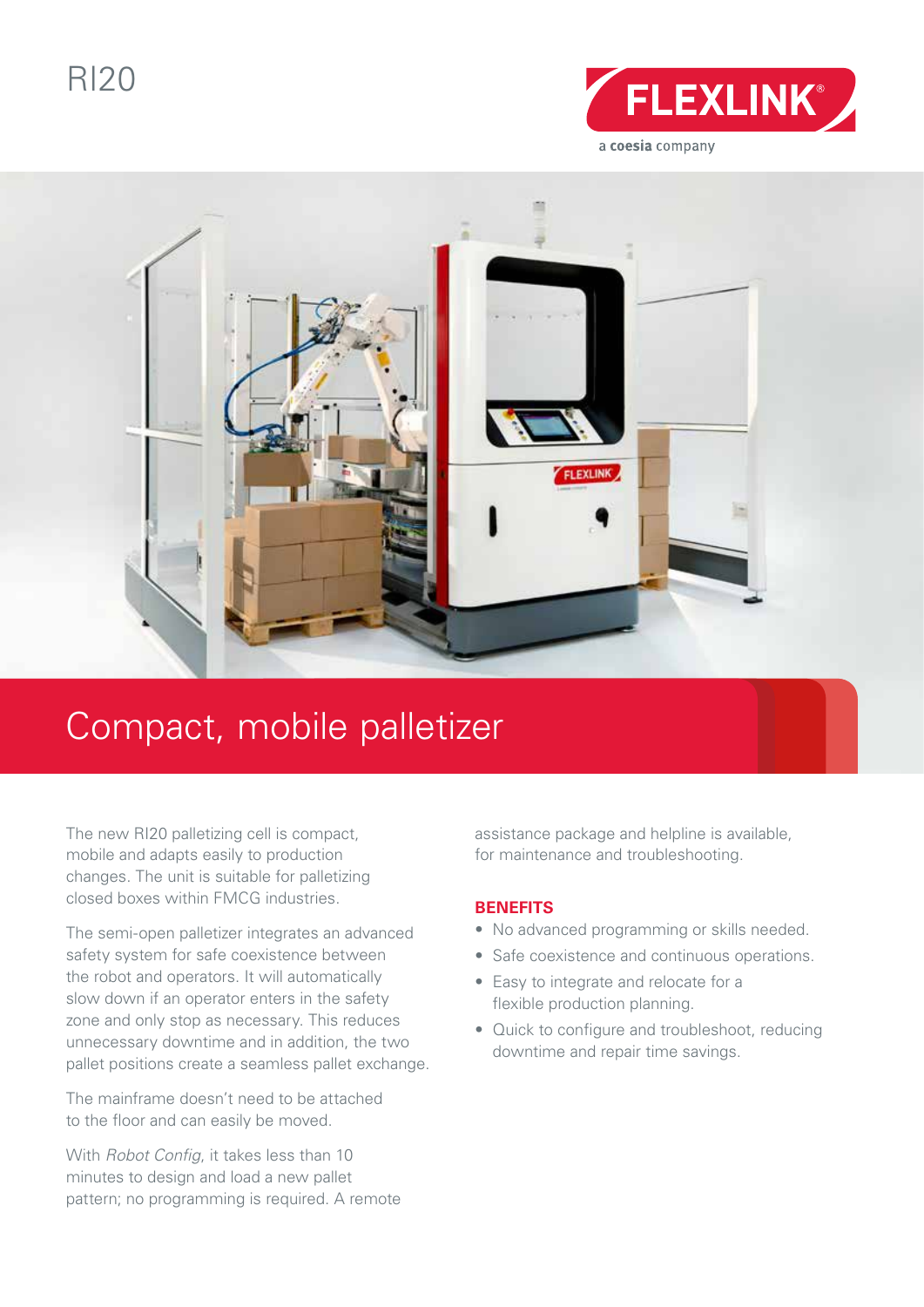# RI20

FLEXLINK®

a coesia company

## Compact, mobile palletizer

The new RI20 palletizing cell is compact, mobile and adapts easily to production changes. The unit is suitable for palletizing closed boxes within FMCG industries.

The semi-open palletizer integrates an advanced safety system for safe coexistence between the robot and operators. It will automatically slow down if an operator enters in the safety zone and only stop as necessary. This reduces unnecessary downtime and in addition, the two pallet positions create a seamless pallet exchange.

The mainframe doesn't need to be attached to the floor and can easily be moved.

With *Robot Config*, it takes less than 10 minutes to design and load a new pallet pattern; no programming is required. A remote assistance package and helpline is available, for maintenance and troubleshooting.

### BENEFITS

- No advanced programming or skills needed.
- Safe coexistence and continuous operations.
- Easy to integrate and relocate for a flexible production planning.
- Quick to configure and troubleshoot, reducing downtime and repair time savings.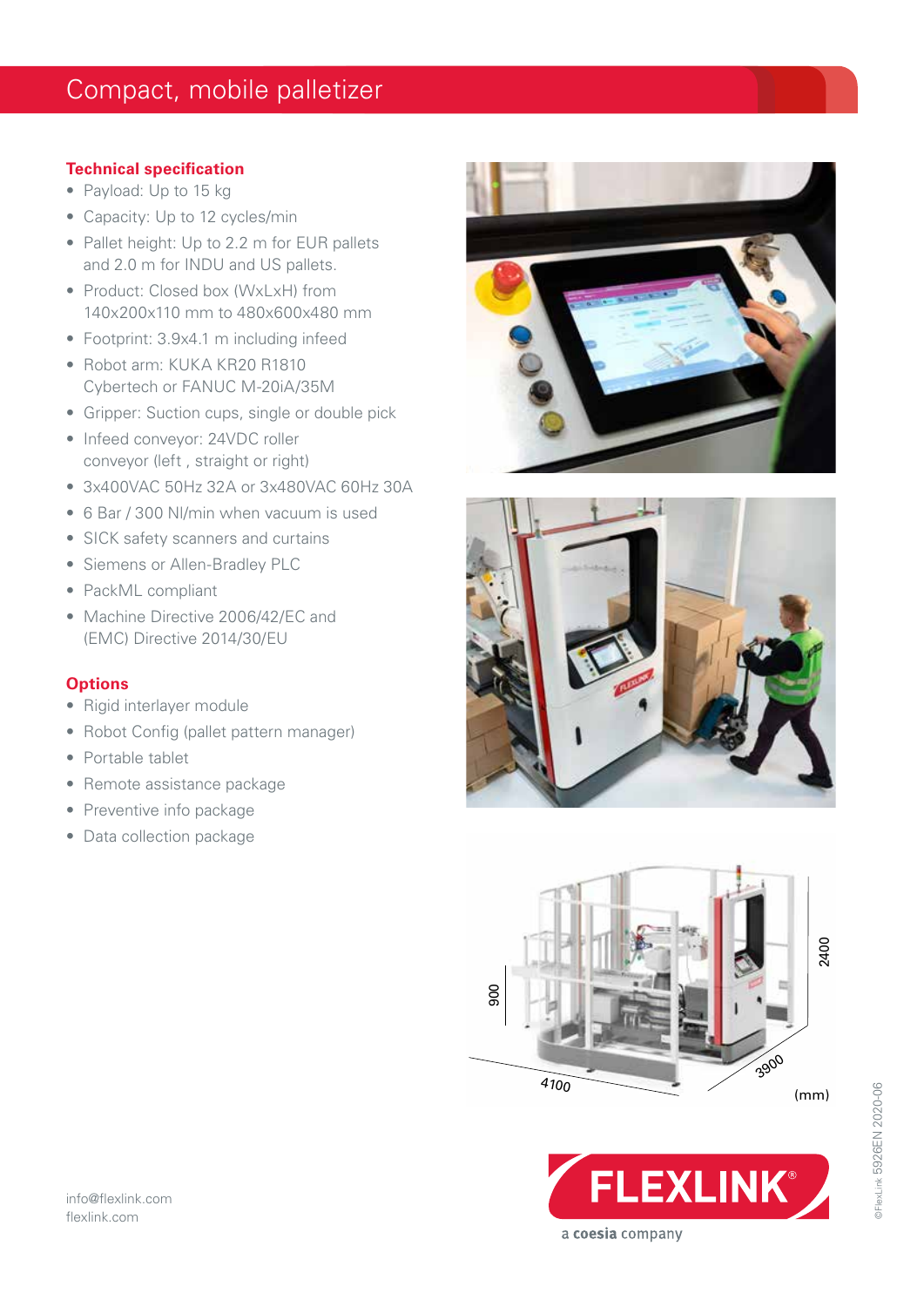# Compact, mobile palletizer

## Technical specification

- Payload: Up to 15 kg
- Capacity: Up to 12 cycles/min
- Pallet height: Up to 2.2 m for EUR pallets and 2.0 m for INDU and US pallets.
- Product: Closed box (WxLxH) from 140x200x110 mm to 480x600x480 mm
- Footprint: 3.9x4.1 m including infeed
- Robot arm: KUKA KR20 R1810 Cybertech or FANUC M-20iA/35M
- Gripper: Suction cups, single or double pick
- Infeed conveyor: 24VDC roller conveyor (left , straight or right)
- 3x400VAC 50Hz 32A or 3x480VAC 60Hz 30A
- 6 Bar / 300 Nl/min when vacuum is used
- SICK safety scanners and curtains
- Siemens or Allen-Bradley PLC
- PackML compliant
- Machine Directive 2006/42/EC and (EMC) Directive 2014/30/EU

## Options

- Rigid interlayer module
- Robot Config (pallet pattern manager)
- Portable tablet
- Remote assistance package
- Preventive info package
- Data collection package

900

2400

4100

3900

(mm)

info@flexlink.com
flexlink.com

FLEXLINK®
a coesia company

©FlexLink 5926EN 2020-06